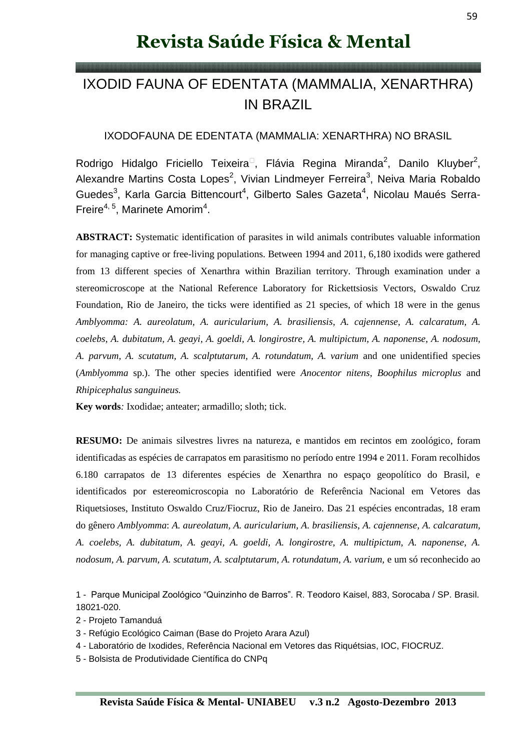# Revista Saúde Física & Mental

## IXODID FAUNA OF EDENTATA (MAMMALIA, XENARTHRA) IN BRAZIL

### IXODOFAUNA DE EDENTATA (MAMMALIA: XENARTHRA) NO BRASIL

Rodrigo Hidalgo Friciello Teixeira[1], Flávia Regina Miranda[2], Danilo Kluyber[2], Alexandre Martins Costa Lopes[2], Vivian Lindmeyer Ferreira[3], Neiva Maria Robaldo Guedes[3], Karla Garcia Bittencourt[4], Gilberto Sales Gazeta[4], Nicolau Maués Serra-Freire[4, 5], Marinete Amorim[4].

**ABSTRACT:** Systematic identification of parasites in wild animals contributes valuable information for managing captive or free-living populations. Between 1994 and 2011, 6,180 ixodids were gathered from 13 different species of Xenarthra within Brazilian territory. Through examination under a stereomicroscope at the National Reference Laboratory for Rickettsiosis Vectors, Oswaldo Cruz Foundation, Rio de Janeiro, the ticks were identified as 21 species, of which 18 were in the genus *Amblyomma: A. aureolatum, A. auricularium, A. brasiliensis, A. cajennense, A. calcaratum, A. coelebs, A. dubitatum, A. geayi, A. goeldi, A. longirostre, A. multipictum, A. naponense, A. nodosum, A. parvum, A. scutatum, A. scalptutarum, A. rotundatum, A. varium* and one unidentified species (*Amblyomma* sp.). The other species identified were *Anocentor nitens, Boophilus microplus* and *Rhipicephalus sanguineus.*

**Key words***:* Ixodidae; anteater; armadillo; sloth; tick.

**RESUMO:** De animais silvestres livres na natureza, e mantidos em recintos em zoológico, foram identificadas as espécies de carrapatos em parasitismo no período entre 1994 e 2011. Foram recolhidos 6.180 carrapatos de 13 diferentes espécies de Xenarthra no espaço geopolítico do Brasil, e identificados por estereomicroscopia no Laboratório de Referência Nacional em Vetores das Riquetsioses, Instituto Oswaldo Cruz/Fiocruz, Rio de Janeiro. Das 21 espécies encontradas, 18 eram do gênero *Amblyomma*: *A. aureolatum, A. auricularium, A. brasiliensis, A. cajennense, A. calcaratum, A. coelebs, A. dubitatum, A. geayi, A. goeldi, A. longirostre, A. multipictum, A. naponense, A. nodosum, A. parvum, A. scutatum, A. scalptutarum, A. rotundatum, A. varium,* e um só reconhecido ao

1 - Parque Municipal Zoológico "Quinzinho de Barros". R. Teodoro Kaisel, 883, Sorocaba / SP. Brasil. 18021-020.

2 - Projeto Tamanduá

3 - Refúgio Ecológico Caiman (Base do Projeto Arara Azul)

4 - Laboratório de Ixodides, Referência Nacional em Vetores das Riquétsias, IOC, FIOCRUZ.

5 - Bolsista de Produtividade Científica do CNPq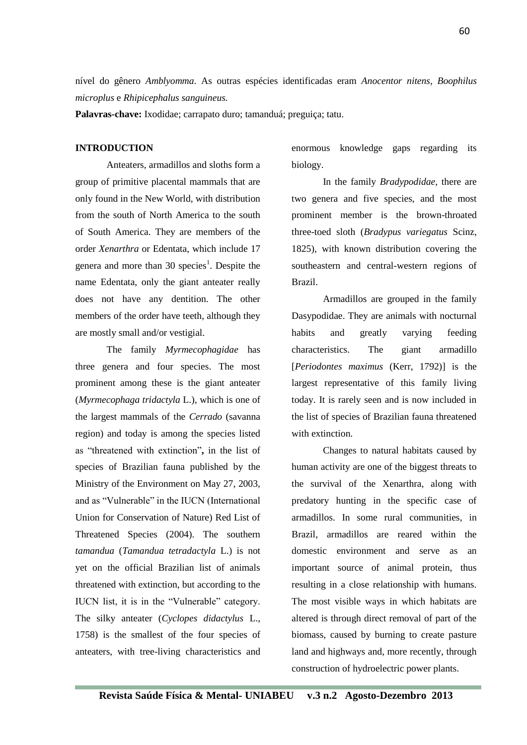nível do gênero *Amblyomma*. As outras espécies identificadas eram *Anocentor nitens*, *Boophilus microplus* e *Rhipicephalus sanguineus.*

**Palavras-chave:** Ixodidae; carrapato duro; tamanduá; preguiça; tatu.

## INTRODUCTION

Anteaters, armadillos and sloths form a group of primitive placental mammals that are only found in the New World, with distribution from the south of North America to the south of South America. They are members of the order *Xenarthra* or Edentata, which include 17 genera and more than 30 species[1]. Despite the name Edentata, only the giant anteater really does not have any dentition. The other members of the order have teeth, although they are mostly small and/or vestigial.

The family *Myrmecophagidae* has three genera and four species. The most prominent among these is the giant anteater (*Myrmecophaga tridactyla* L.), which is one of the largest mammals of the *Cerrado* (savanna region) and today is among the species listed as "threatened with extinction"**,** in the list of species of Brazilian fauna published by the Ministry of the Environment on May 27, 2003, and as "Vulnerable" in the IUCN (International Union for Conservation of Nature) Red List of Threatened Species (2004). The southern *tamandua* (*Tamandua tetradactyla* L.) is not yet on the official Brazilian list of animals threatened with extinction, but according to the IUCN list, it is in the "Vulnerable" category. The silky anteater (*Cyclopes didactylus* L., 1758) is the smallest of the four species of anteaters, with tree-living characteristics and enormous knowledge gaps regarding its biology.

In the family *Bradypodidae*, there are two genera and five species, and the most prominent member is the brown-throated three-toed sloth (*Bradypus variegatus* Scinz, 1825), with known distribution covering the southeastern and central-western regions of Brazil.

Armadillos are grouped in the family Dasypodidae. They are animals with nocturnal habits and greatly varying feeding characteristics. The giant armadillo [*Periodontes maximus* (Kerr, 1792)] is the largest representative of this family living today. It is rarely seen and is now included in the list of species of Brazilian fauna threatened with extinction.

Changes to natural habitats caused by human activity are one of the biggest threats to the survival of the Xenarthra, along with predatory hunting in the specific case of armadillos. In some rural communities, in Brazil, armadillos are reared within the domestic environment and serve as an important source of animal protein, thus resulting in a close relationship with humans. The most visible ways in which habitats are altered is through direct removal of part of the biomass, caused by burning to create pasture land and highways and, more recently, through construction of hydroelectric power plants.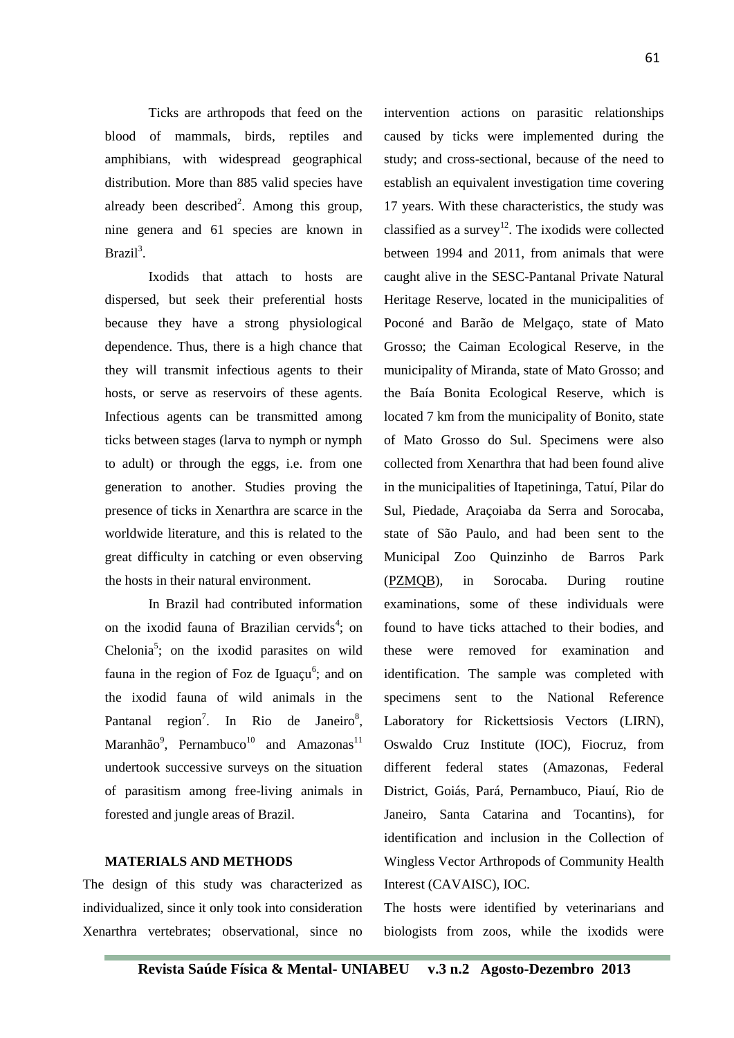Ticks are arthropods that feed on the blood of mammals, birds, reptiles and amphibians, with widespread geographical distribution. More than 885 valid species have already been described[2]. Among this group, nine genera and 61 species are known in Brazil[3].

Ixodids that attach to hosts are dispersed, but seek their preferential hosts because they have a strong physiological dependence. Thus, there is a high chance that they will transmit infectious agents to their hosts, or serve as reservoirs of these agents. Infectious agents can be transmitted among ticks between stages (larva to nymph or nymph to adult) or through the eggs, i.e. from one generation to another. Studies proving the presence of ticks in Xenarthra are scarce in the worldwide literature, and this is related to the great difficulty in catching or even observing the hosts in their natural environment.

In Brazil had contributed information on the ixodid fauna of Brazilian cervids[4]; on Chelonia[5]; on the ixodid parasites on wild fauna in the region of Foz de Iguaçu[6]; and on the ixodid fauna of wild animals in the Pantanal region[7]. In Rio de Janeiro[8], Maranhão[9], Pernambuco[10] and Amazonas[11] undertook successive surveys on the situation of parasitism among free-living animals in forested and jungle areas of Brazil.

## MATERIALS AND METHODS

The design of this study was characterized as individualized, since it only took into consideration Xenarthra vertebrates; observational, since no intervention actions on parasitic relationships caused by ticks were implemented during the study; and cross-sectional, because of the need to establish an equivalent investigation time covering 17 years. With these characteristics, the study was classified as a survey[12]. The ixodids were collected between 1994 and 2011, from animals that were caught alive in the SESC-Pantanal Private Natural Heritage Reserve, located in the municipalities of Poconé and Barão de Melgaço, state of Mato Grosso; the Caiman Ecological Reserve, in the municipality of Miranda, state of Mato Grosso; and the Baía Bonita Ecological Reserve, which is located 7 km from the municipality of Bonito, state of Mato Grosso do Sul. Specimens were also collected from Xenarthra that had been found alive in the municipalities of Itapetininga, Tatuí, Pilar do Sul, Piedade, Araçoiaba da Serra and Sorocaba, state of São Paulo, and had been sent to the Municipal Zoo Quinzinho de Barros Park (PZMQB), in Sorocaba. During routine examinations, some of these individuals were found to have ticks attached to their bodies, and these were removed for examination and identification. The sample was completed with specimens sent to the National Reference Laboratory for Rickettsiosis Vectors (LIRN), Oswaldo Cruz Institute (IOC), Fiocruz, from different federal states (Amazonas, Federal District, Goiás, Pará, Pernambuco, Piauí, Rio de Janeiro, Santa Catarina and Tocantins), for identification and inclusion in the Collection of Wingless Vector Arthropods of Community Health Interest (CAVAISC), IOC.

The hosts were identified by veterinarians and biologists from zoos, while the ixodids were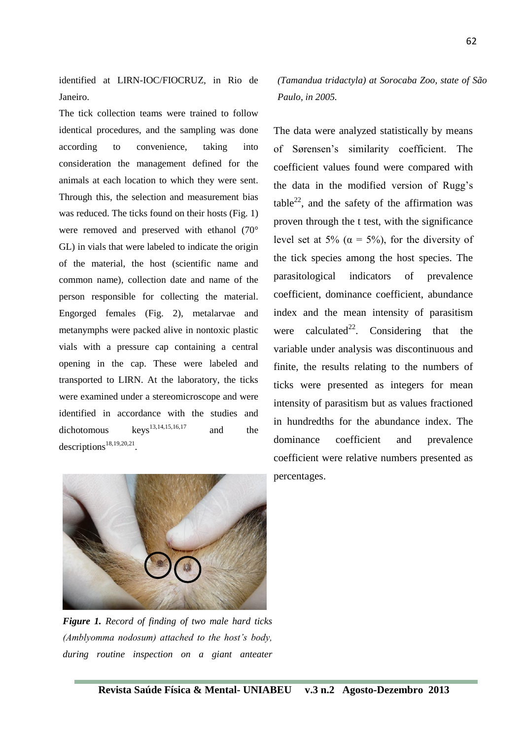identified at LIRN-IOC/FIOCRUZ, in Rio de Janeiro.

The tick collection teams were trained to follow identical procedures, and the sampling was done according to convenience, taking into consideration the management defined for the animals at each location to which they were sent. Through this, the selection and measurement bias was reduced. The ticks found on their hosts (Fig. 1) were removed and preserved with ethanol (70° GL) in vials that were labeled to indicate the origin of the material, the host (scientific name and common name), collection date and name of the person responsible for collecting the material. Engorged females (Fig. 2), metalarvae and metanymphs were packed alive in nontoxic plastic vials with a pressure cap containing a central opening in the cap. These were labeled and transported to LIRN. At the laboratory, the ticks were examined under a stereomicroscope and were identified in accordance with the studies and dichotomous keys[13,14,15,16,17] and the descriptions[18,19,20,21].

***Figure 1.*** *Record of finding of two male hard ticks (Amblyomma nodosum) attached to the host's body, during routine inspection on a giant anteater (Tamandua tridactyla) at Sorocaba Zoo, state of São Paulo, in 2005.*

The data were analyzed statistically by means of Sørensen's similarity coefficient. The coefficient values found were compared with the data in the modified version of Rugg's table[22], and the safety of the affirmation was proven through the t test, with the significance level set at 5% ($\alpha = 5\%$), for the diversity of the tick species among the host species. The parasitological indicators of prevalence coefficient, dominance coefficient, abundance index and the mean intensity of parasitism were calculated[22]. Considering that the variable under analysis was discontinuous and finite, the results relating to the numbers of ticks were presented as integers for mean intensity of parasitism but as values fractioned in hundredths for the abundance index. The dominance coefficient and prevalence coefficient were relative numbers presented as percentages.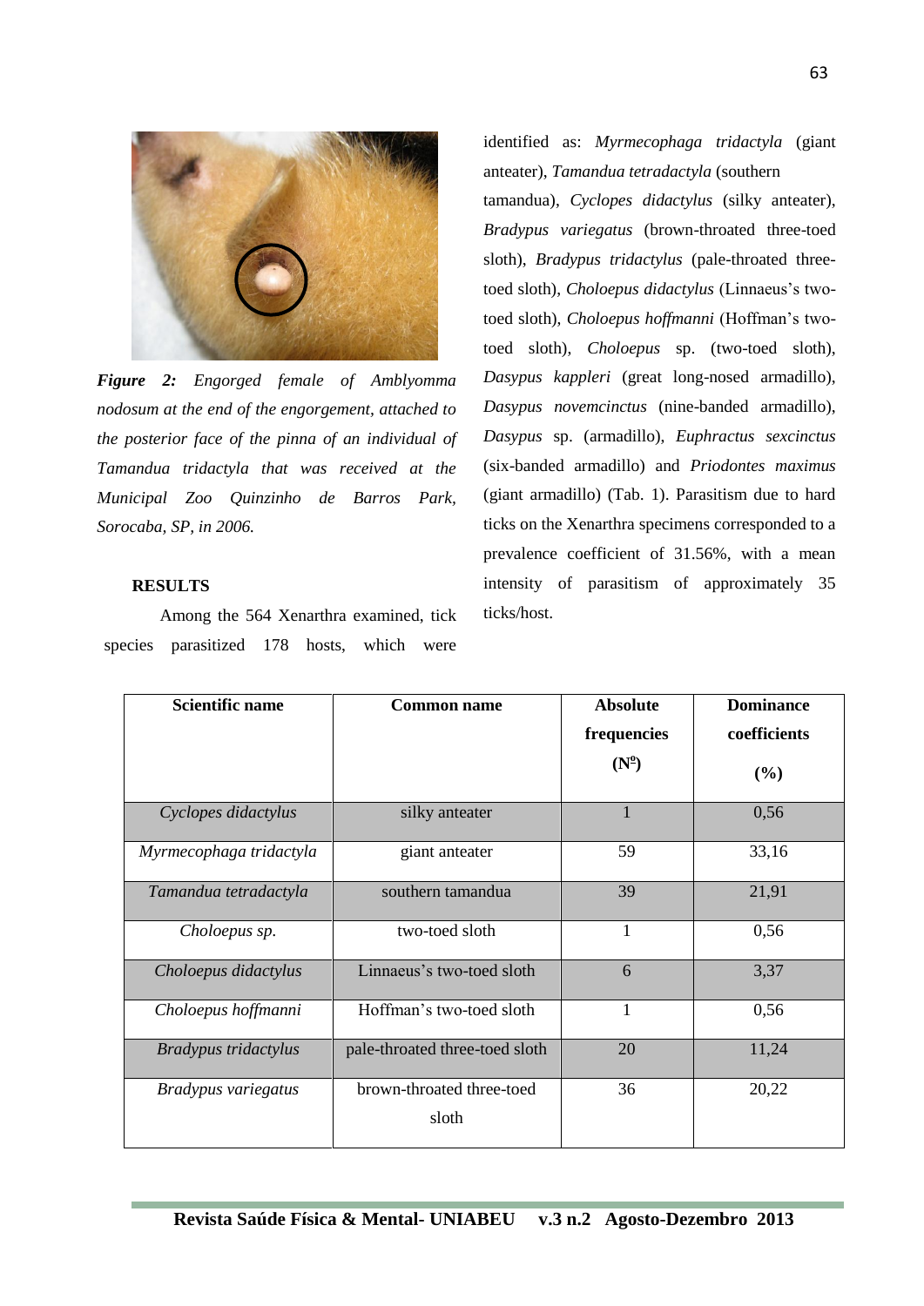*Figure 2: Engorged female of Amblyomma nodosum at the end of the engorgement, attached to the posterior face of the pinna of an individual of Tamandua tridactyla that was received at the Municipal Zoo Quinzinho de Barros Park, Sorocaba, SP, in 2006.*

## RESULTS

Among the 564 Xenarthra examined, tick species parasitized 178 hosts, which were identified as: *Myrmecophaga tridactyla* (giant anteater), *Tamandua tetradactyla* (southern tamandua), *Cyclopes didactylus* (silky anteater), *Bradypus variegatus* (brown-throated three-toed sloth), *Bradypus tridactylus* (pale-throated three-toed sloth), *Choloepus didactylus* (Linnaeus's two-toed sloth), *Choloepus hoffmanni* (Hoffman's two-toed sloth), *Choloepus* sp. (two-toed sloth), *Dasypus kappleri* (great long-nosed armadillo), *Dasypus novemcinctus* (nine-banded armadillo), *Dasypus* sp. (armadillo), *Euphractus sexcinctus* (six-banded armadillo) and *Priodontes maximus* (giant armadillo) (Tab. 1). Parasitism due to hard ticks on the Xenarthra specimens corresponded to a prevalence coefficient of 31.56%, with a mean intensity of parasitism of approximately 35 ticks/host.

| Scientific name | Common name | Absolute frequencies (Nº) | Dominance coefficients (%) |
|---|---|---|---|
| *Cyclopes didactylus* | silky anteater | 1 | 0,56 |
| *Myrmecophaga tridactyla* | giant anteater | 59 | 33,16 |
| *Tamandua tetradactyla* | southern tamandua | 39 | 21,91 |
| *Choloepus sp.* | two-toed sloth | 1 | 0,56 |
| *Choloepus didactylus* | Linnaeus's two-toed sloth | 6 | 3,37 |
| *Choloepus hoffmanni* | Hoffman's two-toed sloth | 1 | 0,56 |
| *Bradypus tridactylus* | pale-throated three-toed sloth | 20 | 11,24 |
| *Bradypus variegatus* | brown-throated three-toed sloth | 36 | 20,22 |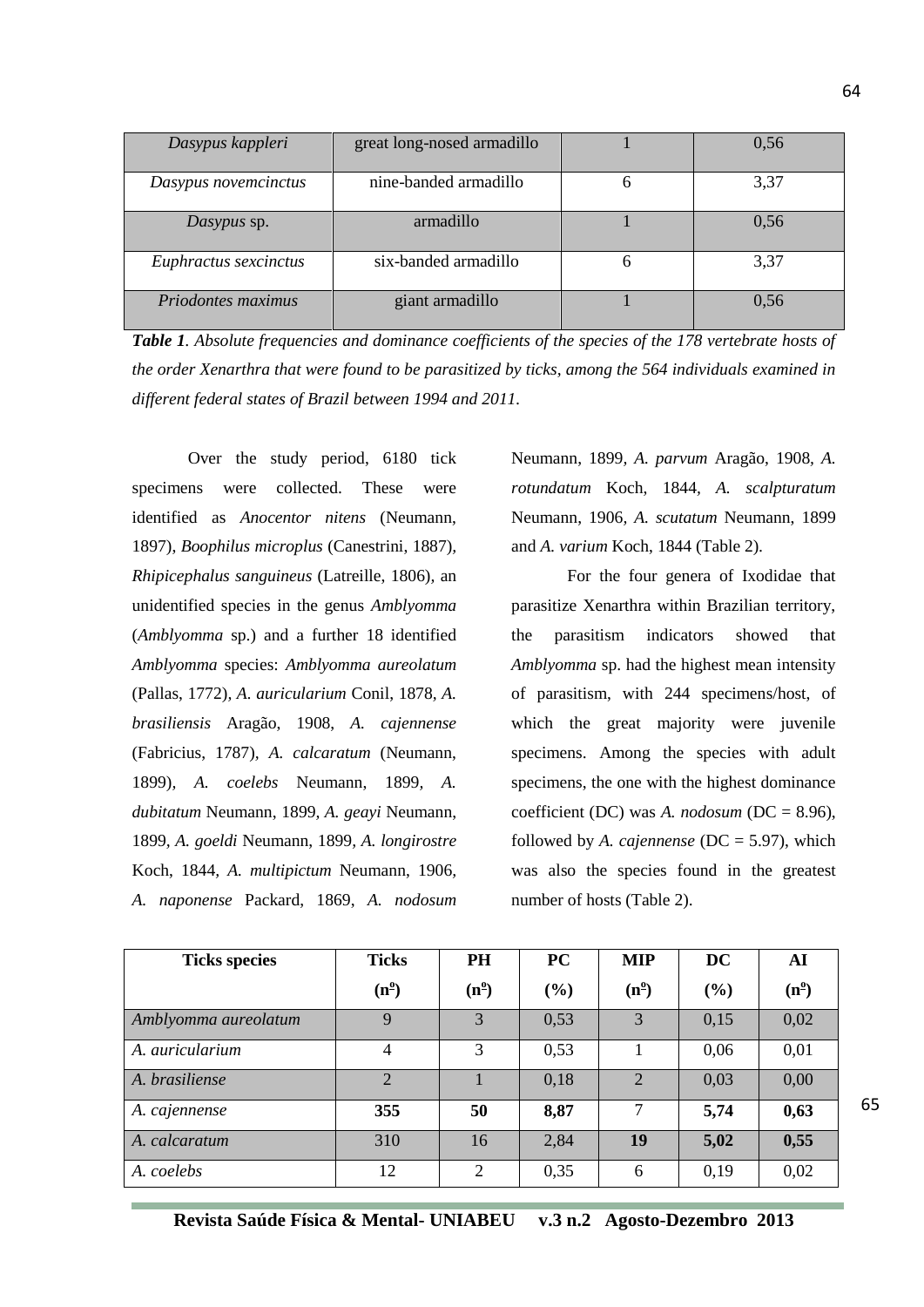| *Dasypus kappleri* | great long-nosed armadillo | 1 | 0,56 |
|---|---|---|---|
| *Dasypus novemcinctus* | nine-banded armadillo | 6 | 3,37 |
| *Dasypus* sp. | armadillo | 1 | 0,56 |
| *Euphractus sexcinctus* | six-banded armadillo | 6 | 3,37 |
| *Priodontes maximus* | giant armadillo | 1 | 0,56 |

***Table 1****. Absolute frequencies and dominance coefficients of the species of the 178 vertebrate hosts of the order Xenarthra that were found to be parasitized by ticks, among the 564 individuals examined in different federal states of Brazil between 1994 and 2011.*

Over the study period, 6180 tick specimens were collected. These were identified as *Anocentor nitens* (Neumann, 1897), *Boophilus microplus* (Canestrini, 1887), *Rhipicephalus sanguineus* (Latreille, 1806), an unidentified species in the genus *Amblyomma* (*Amblyomma* sp.) and a further 18 identified *Amblyomma* species: *Amblyomma aureolatum* (Pallas, 1772), *A. auricularium* Conil, 1878, *A. brasiliensis* Aragão, 1908, *A. cajennense* (Fabricius, 1787), *A. calcaratum* (Neumann, 1899), *A. coelebs* Neumann, 1899, *A. dubitatum* Neumann, 1899, *A. geayi* Neumann, 1899, *A. goeldi* Neumann, 1899, *A. longirostre* Koch, 1844, *A. multipictum* Neumann, 1906, *A. naponense* Packard, 1869, *A. nodosum* Neumann, 1899, *A. parvum* Aragão, 1908, *A. rotundatum* Koch, 1844, *A. scalpturatum* Neumann, 1906, *A. scutatum* Neumann, 1899 and *A. varium* Koch, 1844 (Table 2).

For the four genera of Ixodidae that parasitize Xenarthra within Brazilian territory, the parasitism indicators showed that *Amblyomma* sp. had the highest mean intensity of parasitism, with 244 specimens/host, of which the great majority were juvenile specimens. Among the species with adult specimens, the one with the highest dominance coefficient (DC) was *A. nodosum* (DC = 8.96), followed by *A. cajennense* (DC = 5.97), which was also the species found in the greatest number of hosts (Table 2).

| **Ticks species** | **Ticks (nº)** | **PH (nº)** | **PC (%)** | **MIP (nº)** | **DC (%)** | **AI (nº)** |
|---|---|---|---|---|---|---|
| *Amblyomma aureolatum* | 9 | 3 | 0,53 | 3 | 0,15 | 0,02 |
| *A. auricularium* | 4 | 3 | 0,53 | 1 | 0,06 | 0,01 |
| *A. brasiliense* | 2 | 1 | 0,18 | 2 | 0,03 | 0,00 |
| *A. cajennense* | **355** | **50** | **8,87** | 7 | **5,74** | **0,63** |
| *A. calcaratum* | 310 | 16 | 2,84 | **19** | **5,02** | **0,55** |
| *A. coelebs* | 12 | 2 | 0,35 | 6 | 0,19 | 0,02 |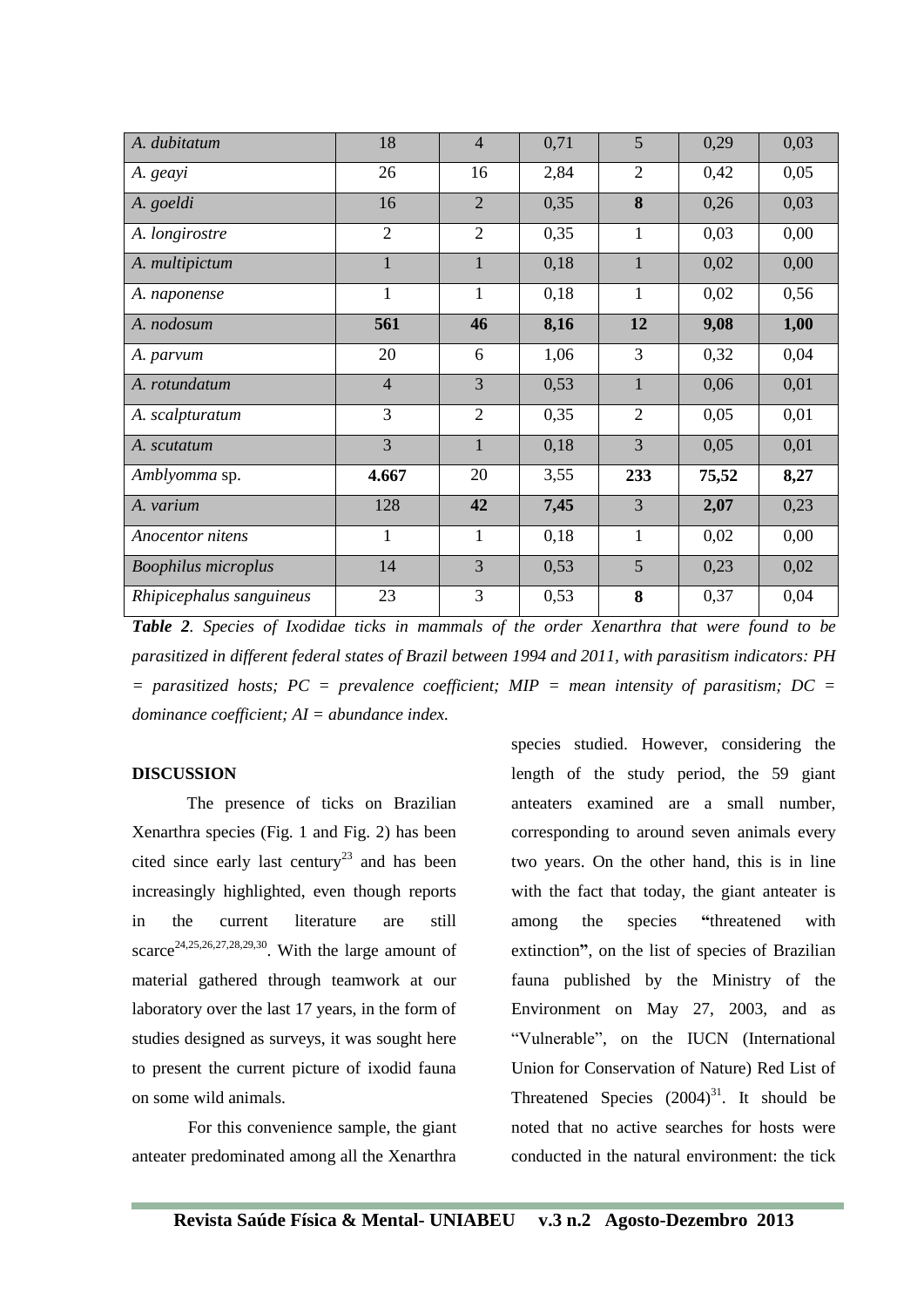| | | | | | | |
|---|---|---|---|---|---|---|
| *A. dubitatum* | 18 | 4 | 0,71 | 5 | 0,29 | 0,03 |
| *A. geayi* | 26 | 16 | 2,84 | 2 | 0,42 | 0,05 |
| *A. goeldi* | 16 | 2 | 0,35 | **8** | 0,26 | 0,03 |
| *A. longirostre* | 2 | 2 | 0,35 | 1 | 0,03 | 0,00 |
| *A. multipictum* | 1 | 1 | 0,18 | 1 | 0,02 | 0,00 |
| *A. naponense* | 1 | 1 | 0,18 | 1 | 0,02 | 0,56 |
| *A. nodosum* | **561** | **46** | **8,16** | **12** | **9,08** | **1,00** |
| *A. parvum* | 20 | 6 | 1,06 | 3 | 0,32 | 0,04 |
| *A. rotundatum* | 4 | 3 | 0,53 | 1 | 0,06 | 0,01 |
| *A. scalpturatum* | 3 | 2 | 0,35 | 2 | 0,05 | 0,01 |
| *A. scutatum* | 3 | 1 | 0,18 | 3 | 0,05 | 0,01 |
| *Amblyomma* sp. | **4.667** | 20 | 3,55 | **233** | **75,52** | **8,27** |
| *A. varium* | 128 | **42** | **7,45** | 3 | **2,07** | 0,23 |
| *Anocentor nitens* | 1 | 1 | 0,18 | 1 | 0,02 | 0,00 |
| *Boophilus microplus* | 14 | 3 | 0,53 | 5 | 0,23 | 0,02 |
| *Rhipicephalus sanguineus* | 23 | 3 | 0,53 | **8** | 0,37 | 0,04 |

***Table 2**. Species of Ixodidae ticks in mammals of the order Xenarthra that were found to be parasitized in different federal states of Brazil between 1994 and 2011, with parasitism indicators: PH = parasitized hosts; PC = prevalence coefficient; MIP = mean intensity of parasitism; DC = dominance coefficient; AI = abundance index.*

**DISCUSSION**

The presence of ticks on Brazilian Xenarthra species (Fig. 1 and Fig. 2) has been cited since early last century[23] and has been increasingly highlighted, even though reports in the current literature are still scarce[24,25,26,27,28,29,30]. With the large amount of material gathered through teamwork at our laboratory over the last 17 years, in the form of studies designed as surveys, it was sought here to present the current picture of ixodid fauna on some wild animals.

For this convenience sample, the giant anteater predominated among all the Xenarthra species studied. However, considering the length of the study period, the 59 giant anteaters examined are a small number, corresponding to around seven animals every two years. On the other hand, this is in line with the fact that today, the giant anteater is among the species **"**threatened with extinction**"**, on the list of species of Brazilian fauna published by the Ministry of the Environment on May 27, 2003, and as "Vulnerable", on the IUCN (International Union for Conservation of Nature) Red List of Threatened Species (2004)[31]. It should be noted that no active searches for hosts were conducted in the natural environment: the tick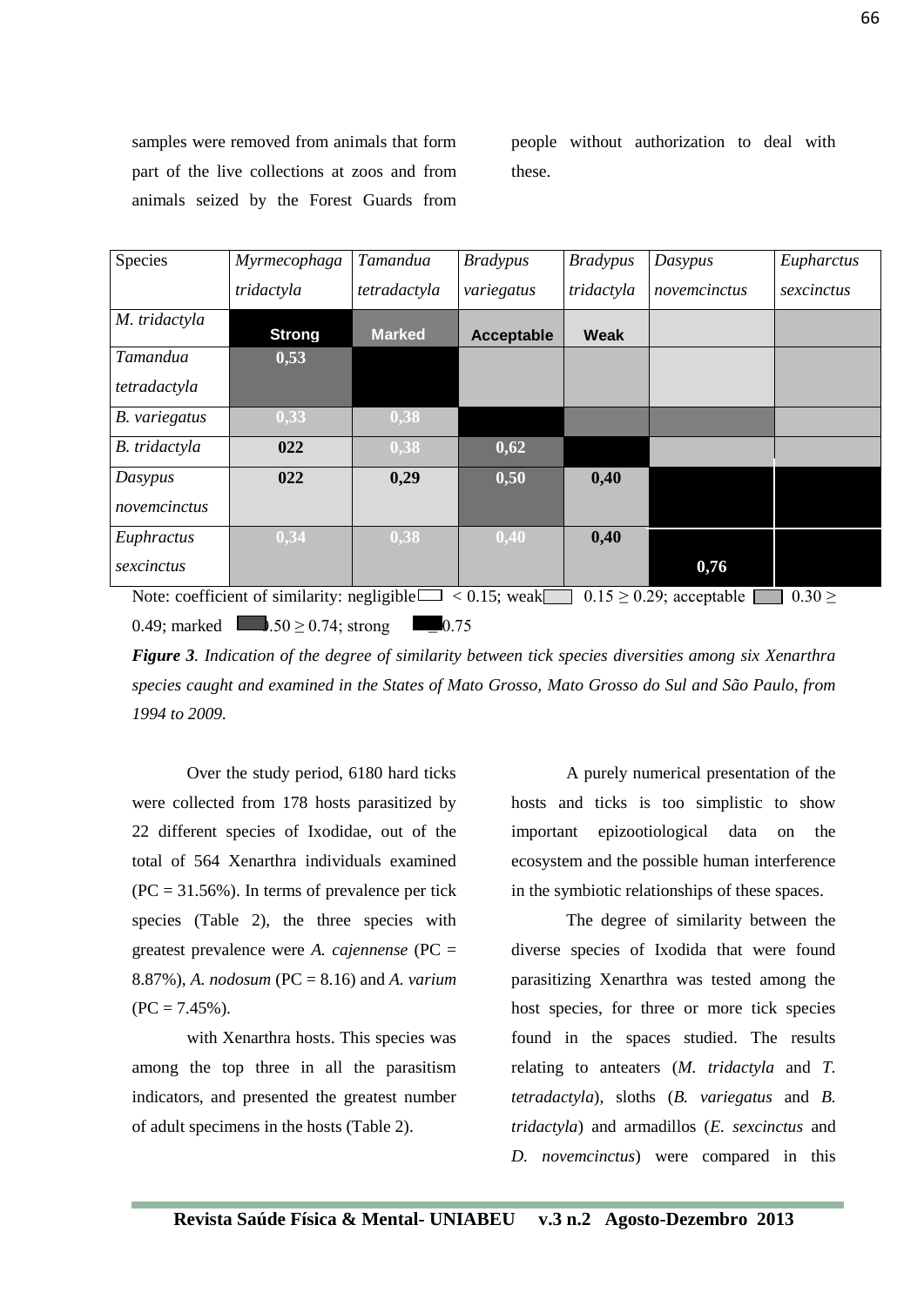samples were removed from animals that form part of the live collections at zoos and from animals seized by the Forest Guards from people without authorization to deal with these.

| Species | *Myrmecophaga tridactyla* | *Tamandua tetradactyla* | *Bradypus variegatus* | *Bradypus tridactyla* | *Dasypus novemcinctus* | *Eupharctus sexcinctus* |
|---|---|---|---|---|---|---|
| *M. tridactyla* | **Strong** | **Marked** | **Acceptable** | **Weak** | | |
| *Tamandua tetradactyla* | **0,53** | | | | | |
| *B. variegatus* | **0,33** | **0,38** | | | | |
| *B. tridactyla* | **022** | **0,38** | **0,62** | | | |
| *Dasypus novemcinctus* | **022** | **0,29** | **0,50** | **0,40** | | |
| *Euphractus sexcinctus* | **0,34** | **0,38** | **0,40** | **0,40** | **0,76** | |

Note: coefficient of similarity: negligible < 0.15; weak 0.15 ≥ 0.29; acceptable 0.30 ≥ 0.49; marked 0.50 ≥ 0.74; strong ≥ 0.75

***Figure 3****. Indication of the degree of similarity between tick species diversities among six Xenarthra species caught and examined in the States of Mato Grosso, Mato Grosso do Sul and São Paulo, from 1994 to 2009.*

Over the study period, 6180 hard ticks were collected from 178 hosts parasitized by 22 different species of Ixodidae, out of the total of 564 Xenarthra individuals examined (PC = 31.56%). In terms of prevalence per tick species (Table 2), the three species with greatest prevalence were *A. cajennense* (PC = 8.87%), *A. nodosum* (PC = 8.16) and *A. varium* (PC = 7.45%).

with Xenarthra hosts. This species was among the top three in all the parasitism indicators, and presented the greatest number of adult specimens in the hosts (Table 2).

A purely numerical presentation of the hosts and ticks is too simplistic to show important epizootiological data on the ecosystem and the possible human interference in the symbiotic relationships of these spaces.

The degree of similarity between the diverse species of Ixodida that were found parasitizing Xenarthra was tested among the host species, for three or more tick species found in the spaces studied. The results relating to anteaters (*M. tridactyla* and *T. tetradactyla*), sloths (*B. variegatus* and *B. tridactyla*) and armadillos (*E. sexcinctus* and *D. novemcinctus*) were compared in this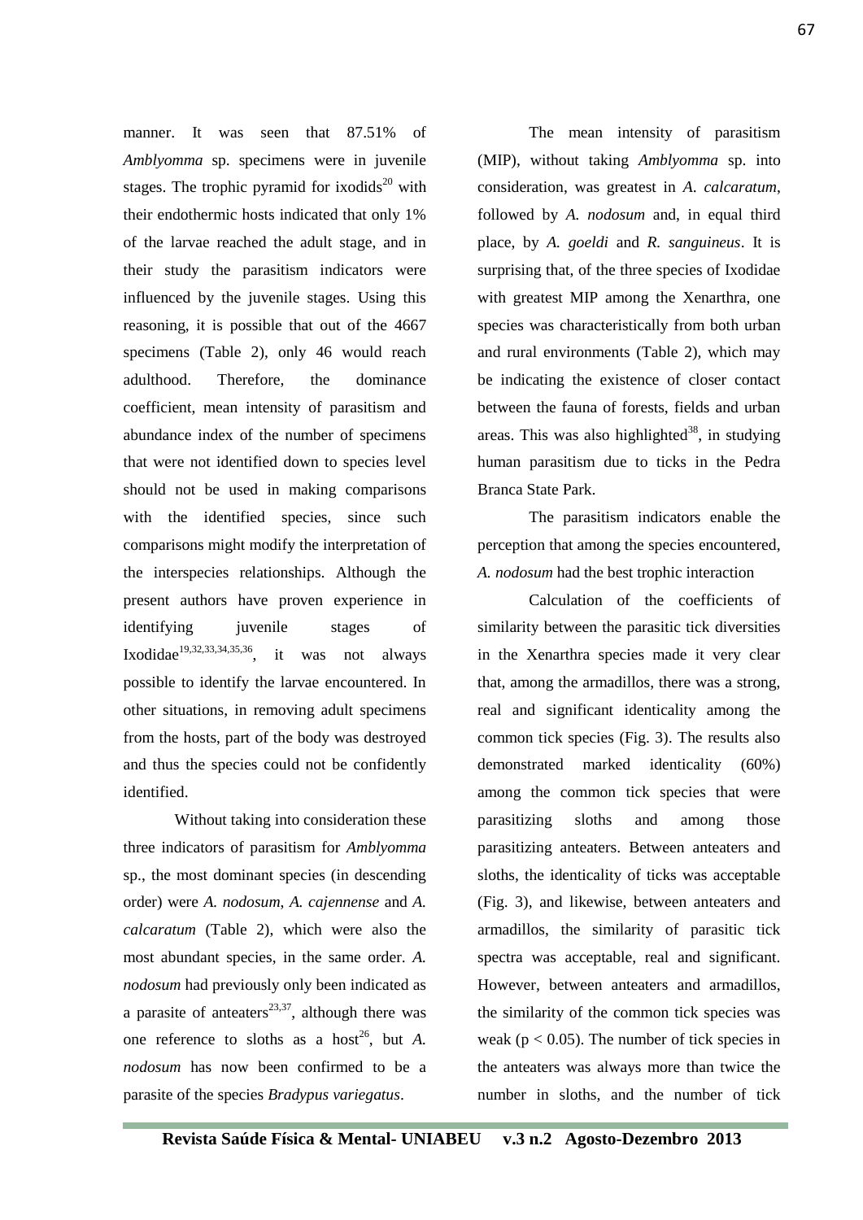manner. It was seen that 87.51% of *Amblyomma* sp. specimens were in juvenile stages. The trophic pyramid for ixodids[20] with their endothermic hosts indicated that only 1% of the larvae reached the adult stage, and in their study the parasitism indicators were influenced by the juvenile stages. Using this reasoning, it is possible that out of the 4667 specimens (Table 2), only 46 would reach adulthood. Therefore, the dominance coefficient, mean intensity of parasitism and abundance index of the number of specimens that were not identified down to species level should not be used in making comparisons with the identified species, since such comparisons might modify the interpretation of the interspecies relationships. Although the present authors have proven experience in identifying juvenile stages of Ixodidae[19,32,33,34,35,36], it was not always possible to identify the larvae encountered. In other situations, in removing adult specimens from the hosts, part of the body was destroyed and thus the species could not be confidently identified.

Without taking into consideration these three indicators of parasitism for *Amblyomma* sp., the most dominant species (in descending order) were *A. nodosum*, *A. cajennense* and *A. calcaratum* (Table 2), which were also the most abundant species, in the same order. *A. nodosum* had previously only been indicated as a parasite of anteaters[23,37], although there was one reference to sloths as a host[26], but *A. nodosum* has now been confirmed to be a parasite of the species *Bradypus variegatus*.

The mean intensity of parasitism (MIP), without taking *Amblyomma* sp. into consideration, was greatest in *A. calcaratum*, followed by *A. nodosum* and, in equal third place, by *A. goeldi* and *R. sanguineus*. It is surprising that, of the three species of Ixodidae with greatest MIP among the Xenarthra, one species was characteristically from both urban and rural environments (Table 2), which may be indicating the existence of closer contact between the fauna of forests, fields and urban areas. This was also highlighted[38], in studying human parasitism due to ticks in the Pedra Branca State Park.

The parasitism indicators enable the perception that among the species encountered, *A. nodosum* had the best trophic interaction

Calculation of the coefficients of similarity between the parasitic tick diversities in the Xenarthra species made it very clear that, among the armadillos, there was a strong, real and significant identicality among the common tick species (Fig. 3). The results also demonstrated marked identicality (60%) among the common tick species that were parasitizing sloths and among those parasitizing anteaters. Between anteaters and sloths, the identicality of ticks was acceptable (Fig. 3), and likewise, between anteaters and armadillos, the similarity of parasitic tick spectra was acceptable, real and significant. However, between anteaters and armadillos, the similarity of the common tick species was weak ($p < 0.05$). The number of tick species in the anteaters was always more than twice the number in sloths, and the number of tick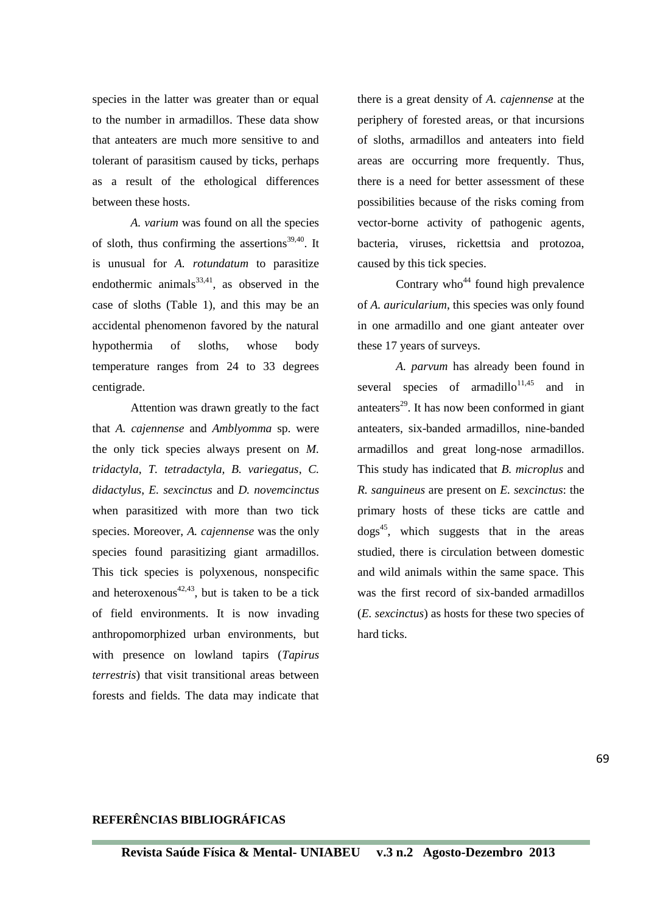species in the latter was greater than or equal to the number in armadillos. These data show that anteaters are much more sensitive to and tolerant of parasitism caused by ticks, perhaps as a result of the ethological differences between these hosts.

*A. varium* was found on all the species of sloth, thus confirming the assertions[39,40]. It is unusual for *A. rotundatum* to parasitize endothermic animals[33,41], as observed in the case of sloths (Table 1), and this may be an accidental phenomenon favored by the natural hypothermia of sloths, whose body temperature ranges from 24 to 33 degrees centigrade.

Attention was drawn greatly to the fact that *A. cajennense* and *Amblyomma* sp. were the only tick species always present on *M. tridactyla*, *T. tetradactyla, B. variegatus*, *C. didactylus*, *E. sexcinctus* and *D. novemcinctus* when parasitized with more than two tick species. Moreover, *A. cajennense* was the only species found parasitizing giant armadillos. This tick species is polyxenous, nonspecific and heteroxenous[42,43], but is taken to be a tick of field environments. It is now invading anthropomorphized urban environments, but with presence on lowland tapirs (*Tapirus terrestris*) that visit transitional areas between forests and fields. The data may indicate that there is a great density of *A. cajennense* at the periphery of forested areas, or that incursions of sloths, armadillos and anteaters into field areas are occurring more frequently. Thus, there is a need for better assessment of these possibilities because of the risks coming from vector-borne activity of pathogenic agents, bacteria, viruses, rickettsia and protozoa, caused by this tick species.

Contrary who[44] found high prevalence of *A. auricularium*, this species was only found in one armadillo and one giant anteater over these 17 years of surveys.

*A. parvum* has already been found in several species of armadillo[11,45] and in anteaters[29]. It has now been conformed in giant anteaters, six-banded armadillos, nine-banded armadillos and great long-nose armadillos. This study has indicated that *B. microplus* and *R. sanguineus* are present on *E. sexcinctus*: the primary hosts of these ticks are cattle and dogs[45], which suggests that in the areas studied, there is circulation between domestic and wild animals within the same space. This was the first record of six-banded armadillos (*E. sexcinctus*) as hosts for these two species of hard ticks.

**REFERÊNCIAS BIBLIOGRÁFICAS**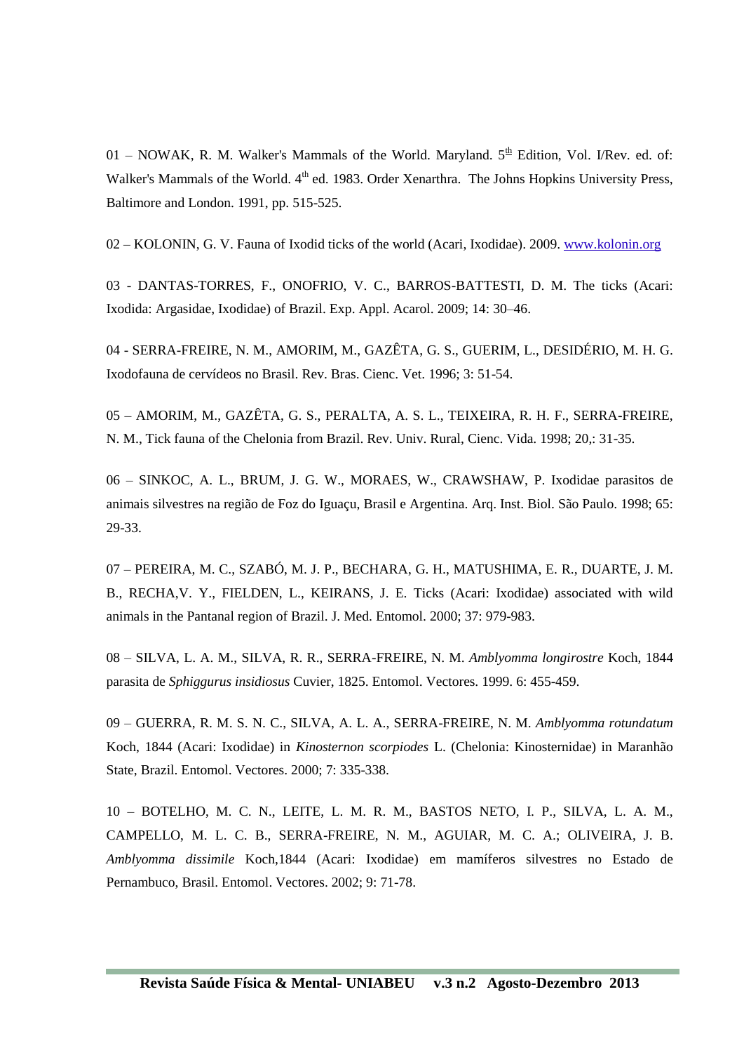01 – NOWAK, R. M. Walker's Mammals of the World. Maryland. 5ª Edition, Vol. I/Rev. ed. of: Walker's Mammals of the World. 4th ed. 1983. Order Xenarthra. The Johns Hopkins University Press, Baltimore and London. 1991, pp. 515-525.

02 – KOLONIN, G. V. Fauna of Ixodid ticks of the world (Acari, Ixodidae). 2009. [www.kolonin.org](www.kolonin.org)

03 - DANTAS-TORRES, F., ONOFRIO, V. C., BARROS-BATTESTI, D. M. The ticks (Acari: Ixodida: Argasidae, Ixodidae) of Brazil. Exp. Appl. Acarol. 2009; 14: 30–46.

04 - SERRA-FREIRE, N. M., AMORIM, M., GAZÊTA, G. S., GUERIM, L., DESIDÉRIO, M. H. G. Ixodofauna de cervídeos no Brasil. Rev. Bras. Cienc. Vet. 1996; 3: 51-54.

05 – AMORIM, M., GAZÊTA, G. S., PERALTA, A. S. L., TEIXEIRA, R. H. F., SERRA-FREIRE, N. M., Tick fauna of the Chelonia from Brazil. Rev. Univ. Rural, Cienc. Vida. 1998; 20,: 31-35.

06 – SINKOC, A. L., BRUM, J. G. W., MORAES, W., CRAWSHAW, P. Ixodidae parasitos de animais silvestres na região de Foz do Iguaçu, Brasil e Argentina. Arq. Inst. Biol. São Paulo. 1998; 65: 29-33.

07 – PEREIRA, M. C., SZABÓ, M. J. P., BECHARA, G. H., MATUSHIMA, E. R., DUARTE, J. M. B., RECHA,V. Y., FIELDEN, L., KEIRANS, J. E. Ticks (Acari: Ixodidae) associated with wild animals in the Pantanal region of Brazil. J. Med. Entomol. 2000; 37: 979-983.

08 – SILVA, L. A. M., SILVA, R. R., SERRA-FREIRE, N. M. *Amblyomma longirostre* Koch, 1844 parasita de *Sphiggurus insidiosus* Cuvier, 1825. Entomol. Vectores. 1999. 6: 455-459.

09 – GUERRA, R. M. S. N. C., SILVA, A. L. A., SERRA-FREIRE, N. M. *Amblyomma rotundatum* Koch, 1844 (Acari: Ixodidae) in *Kinosternon scorpiodes* L. (Chelonia: Kinosternidae) in Maranhão State, Brazil. Entomol. Vectores. 2000; 7: 335-338.

10 – BOTELHO, M. C. N., LEITE, L. M. R. M., BASTOS NETO, I. P., SILVA, L. A. M., CAMPELLO, M. L. C. B., SERRA-FREIRE, N. M., AGUIAR, M. C. A.; OLIVEIRA, J. B. *Amblyomma dissimile* Koch,1844 (Acari: Ixodidae) em mamíferos silvestres no Estado de Pernambuco, Brasil. Entomol. Vectores. 2002; 9: 71-78.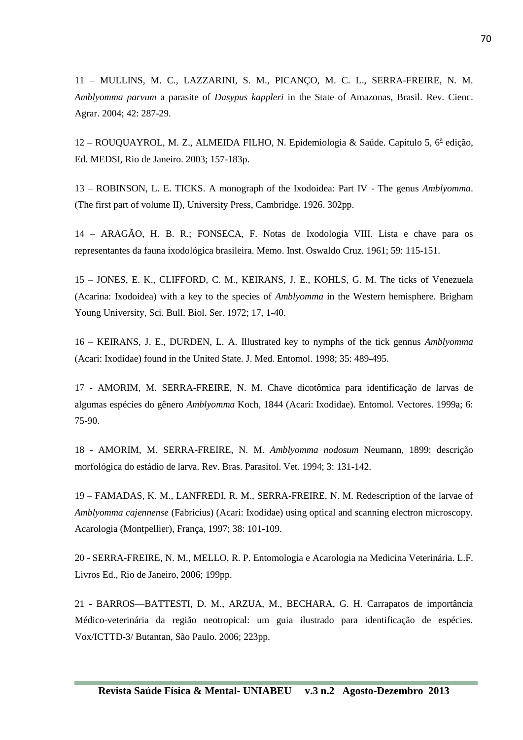11 – MULLINS, M. C., LAZZARINI, S. M., PICANÇO, M. C. L., SERRA-FREIRE, N. M. *Amblyomma parvum* a parasite of *Dasypus kappleri* in the State of Amazonas, Brasil. Rev. Cienc. Agrar. 2004; 42: 287-29.

12 – ROUQUAYROL, M. Z., ALMEIDA FILHO, N. Epidemiologia & Saúde. Capítulo 5, 6ª edição, Ed. MEDSI, Rio de Janeiro. 2003; 157-183p.

13 – ROBINSON, L. E. TICKS. A monograph of the Ixodoidea: Part IV - The genus *Amblyomma*. (The first part of volume II), University Press, Cambridge. 1926. 302pp.

14 – ARAGÃO, H. B. R.; FONSECA, F. Notas de Ixodologia VIII. Lista e chave para os representantes da fauna ixodológica brasileira. Memo. Inst. Oswaldo Cruz. 1961; 59: 115-151.

15 – JONES, E. K., CLIFFORD, C. M., KEIRANS, J. E., KOHLS, G. M. The ticks of Venezuela (Acarina: Ixodoidea) with a key to the species of *Amblyomma* in the Western hemisphere. Brigham Young University, Sci. Bull. Biol. Ser. 1972; 17, 1-40.

16 – KEIRANS, J. E., DURDEN, L. A. Illustrated key to nymphs of the tick gennus *Amblyomma* (Acari: Ixodidae) found in the United State. J. Med. Entomol. 1998; 35: 489-495.

17 - AMORIM, M. SERRA-FREIRE, N. M. Chave dicotômica para identificação de larvas de algumas espécies do gênero *Amblyomma* Koch, 1844 (Acari: Ixodidae). Entomol. Vectores. 1999a; 6: 75-90.

18 - AMORIM, M. SERRA-FREIRE, N. M. *Amblyomma nodosum* Neumann, 1899: descrição morfológica do estádio de larva. Rev. Bras. Parasitol. Vet. 1994; 3: 131-142.

19 – FAMADAS, K. M., LANFREDI, R. M., SERRA-FREIRE, N. M. Redescription of the larvae of *Amblyomma cajennense* (Fabricius) (Acari: Ixodidae) using optical and scanning electron microscopy. Acarologia (Montpellier), França, 1997; 38: 101-109.

20 - SERRA-FREIRE, N. M., MELLO, R. P. Entomologia e Acarologia na Medicina Veterinária. L.F. Livros Ed., Rio de Janeiro, 2006; 199pp.

21 - BARROS—BATTESTI, D. M., ARZUA, M., BECHARA, G. H. Carrapatos de importância Médico-veterinária da região neotropical: um guia ilustrado para identificação de espécies. Vox/ICTTD-3/ Butantan, São Paulo. 2006; 223pp.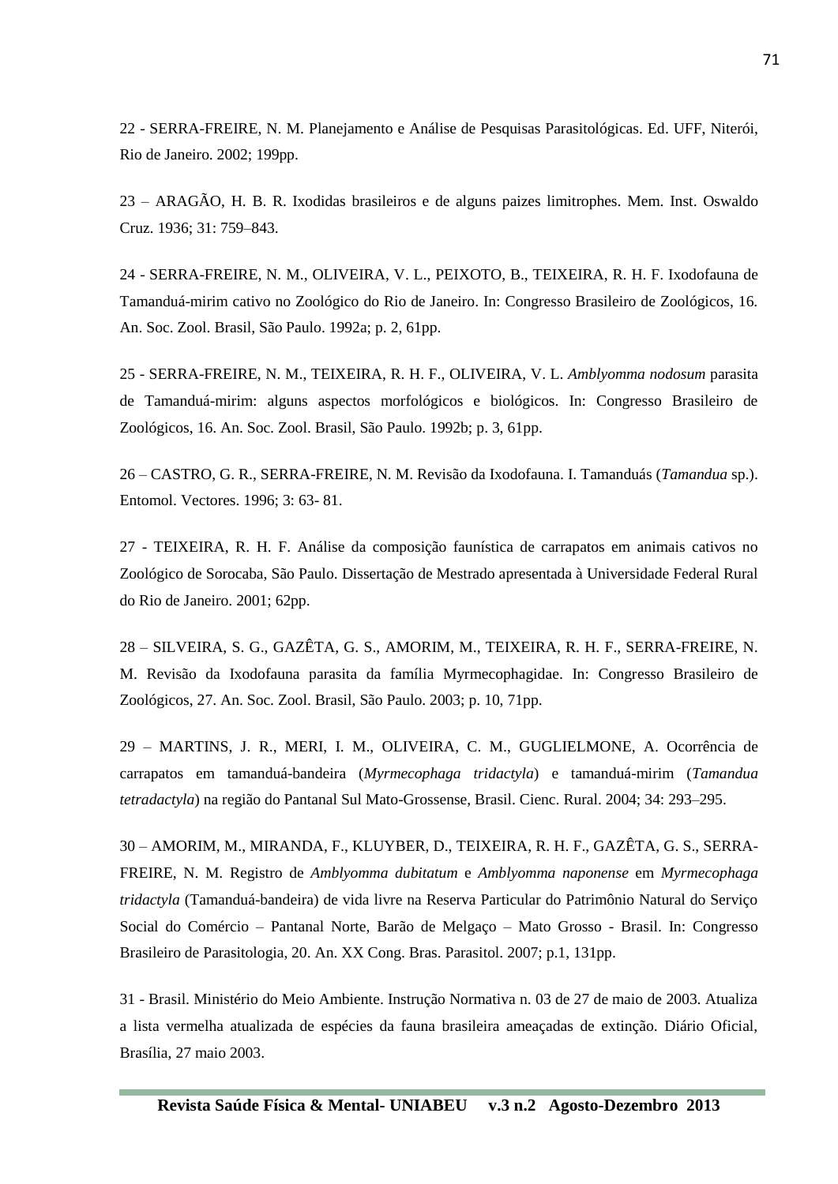22 - SERRA-FREIRE, N. M. Planejamento e Análise de Pesquisas Parasitológicas. Ed. UFF, Niterói, Rio de Janeiro. 2002; 199pp.

23 – ARAGÃO, H. B. R. Ixodidas brasileiros e de alguns paizes limitrophes. Mem. Inst. Oswaldo Cruz. 1936; 31: 759–843.

24 - SERRA-FREIRE, N. M., OLIVEIRA, V. L., PEIXOTO, B., TEIXEIRA, R. H. F. Ixodofauna de Tamanduá-mirim cativo no Zoológico do Rio de Janeiro. In: Congresso Brasileiro de Zoológicos, 16. An. Soc. Zool. Brasil, São Paulo. 1992a; p. 2, 61pp.

25 - SERRA-FREIRE, N. M., TEIXEIRA, R. H. F., OLIVEIRA, V. L. *Amblyomma nodosum* parasita de Tamanduá-mirim: alguns aspectos morfológicos e biológicos. In: Congresso Brasileiro de Zoológicos, 16. An. Soc. Zool. Brasil, São Paulo. 1992b; p. 3, 61pp.

26 – CASTRO, G. R., SERRA-FREIRE, N. M. Revisão da Ixodofauna. I. Tamanduás (*Tamandua* sp.). Entomol. Vectores. 1996; 3: 63- 81.

27 - TEIXEIRA, R. H. F. Análise da composição faunística de carrapatos em animais cativos no Zoológico de Sorocaba, São Paulo. Dissertação de Mestrado apresentada à Universidade Federal Rural do Rio de Janeiro. 2001; 62pp.

28 – SILVEIRA, S. G., GAZÊTA, G. S., AMORIM, M., TEIXEIRA, R. H. F., SERRA-FREIRE, N. M. Revisão da Ixodofauna parasita da família Myrmecophagidae. In: Congresso Brasileiro de Zoológicos, 27. An. Soc. Zool. Brasil, São Paulo. 2003; p. 10, 71pp.

29 – MARTINS, J. R., MERI, I. M., OLIVEIRA, C. M., GUGLIELMONE, A. Ocorrência de carrapatos em tamanduá-bandeira (*Myrmecophaga tridactyla*) e tamanduá-mirim (*Tamandua tetradactyla*) na região do Pantanal Sul Mato-Grossense, Brasil. Cienc. Rural. 2004; 34: 293–295.

30 – AMORIM, M., MIRANDA, F., KLUYBER, D., TEIXEIRA, R. H. F., GAZÊTA, G. S., SERRA-FREIRE, N. M. Registro de *Amblyomma dubitatum* e *Amblyomma naponense* em *Myrmecophaga tridactyla* (Tamanduá-bandeira) de vida livre na Reserva Particular do Patrimônio Natural do Serviço Social do Comércio – Pantanal Norte, Barão de Melgaço – Mato Grosso - Brasil. In: Congresso Brasileiro de Parasitologia, 20. An. XX Cong. Bras. Parasitol. 2007; p.1, 131pp.

31 - Brasil. Ministério do Meio Ambiente. Instrução Normativa n. 03 de 27 de maio de 2003. Atualiza a lista vermelha atualizada de espécies da fauna brasileira ameaçadas de extinção. Diário Oficial, Brasília, 27 maio 2003.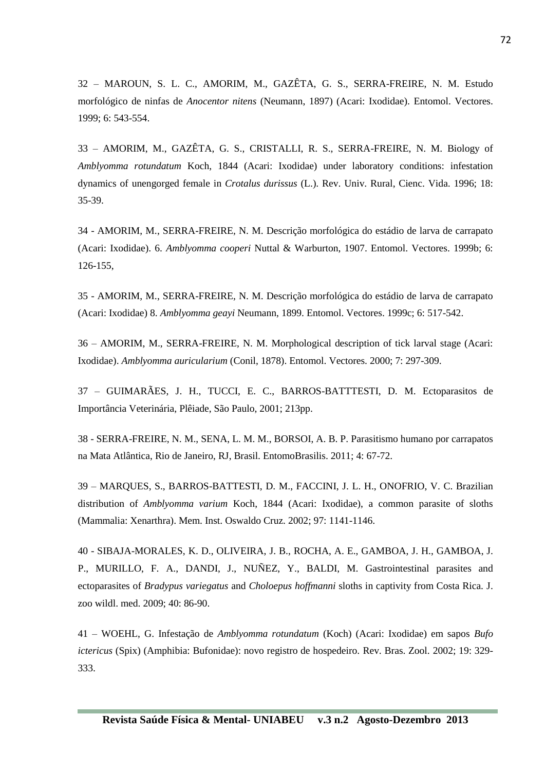32 – MAROUN, S. L. C., AMORIM, M., GAZÊTA, G. S., SERRA-FREIRE, N. M. Estudo morfológico de ninfas de *Anocentor nitens* (Neumann, 1897) (Acari: Ixodidae). Entomol. Vectores. 1999; 6: 543-554.

33 – AMORIM, M., GAZÊTA, G. S., CRISTALLI, R. S., SERRA-FREIRE, N. M. Biology of *Amblyomma rotundatum* Koch, 1844 (Acari: Ixodidae) under laboratory conditions: infestation dynamics of unengorged female in *Crotalus durissus* (L.). Rev. Univ. Rural, Cienc. Vida. 1996; 18: 35-39.

34 - AMORIM, M., SERRA-FREIRE, N. M. Descrição morfológica do estádio de larva de carrapato (Acari: Ixodidae). 6. *Amblyomma cooperi* Nuttal & Warburton, 1907. Entomol. Vectores. 1999b; 6: 126-155,

35 - AMORIM, M., SERRA-FREIRE, N. M. Descrição morfológica do estádio de larva de carrapato (Acari: Ixodidae) 8. *Amblyomma geayi* Neumann, 1899. Entomol. Vectores. 1999c; 6: 517-542.

36 – AMORIM, M., SERRA-FREIRE, N. M. Morphological description of tick larval stage (Acari: Ixodidae). *Amblyomma auricularium* (Conil, 1878). Entomol. Vectores. 2000; 7: 297-309.

37 – GUIMARÃES, J. H., TUCCI, E. C., BARROS-BATTTESTI, D. M. Ectoparasitos de Importância Veterinária, Plêiade, São Paulo, 2001; 213pp.

38 - SERRA-FREIRE, N. M., SENA, L. M. M., BORSOI, A. B. P. Parasitismo humano por carrapatos na Mata Atlântica, Rio de Janeiro, RJ, Brasil. EntomoBrasilis. 2011; 4: 67-72.

39 – MARQUES, S., BARROS-BATTESTI, D. M., FACCINI, J. L. H., ONOFRIO, V. C. Brazilian distribution of *Amblyomma varium* Koch, 1844 (Acari: Ixodidae), a common parasite of sloths (Mammalia: Xenarthra). Mem. Inst. Oswaldo Cruz. 2002; 97: 1141-1146.

40 - SIBAJA-MORALES, K. D., OLIVEIRA, J. B., ROCHA, A. E., GAMBOA, J. H., GAMBOA, J. P., MURILLO, F. A., DANDI, J., NUÑEZ, Y., BALDI, M. Gastrointestinal parasites and ectoparasites of *Bradypus variegatus* and *Choloepus hoffmanni* sloths in captivity from Costa Rica. J. zoo wildl. med. 2009; 40: 86-90.

41 – WOEHL, G. Infestação de *Amblyomma rotundatum* (Koch) (Acari: Ixodidae) em sapos *Bufo ictericus* (Spix) (Amphibia: Bufonidae): novo registro de hospedeiro. Rev. Bras. Zool. 2002; 19: 329-333.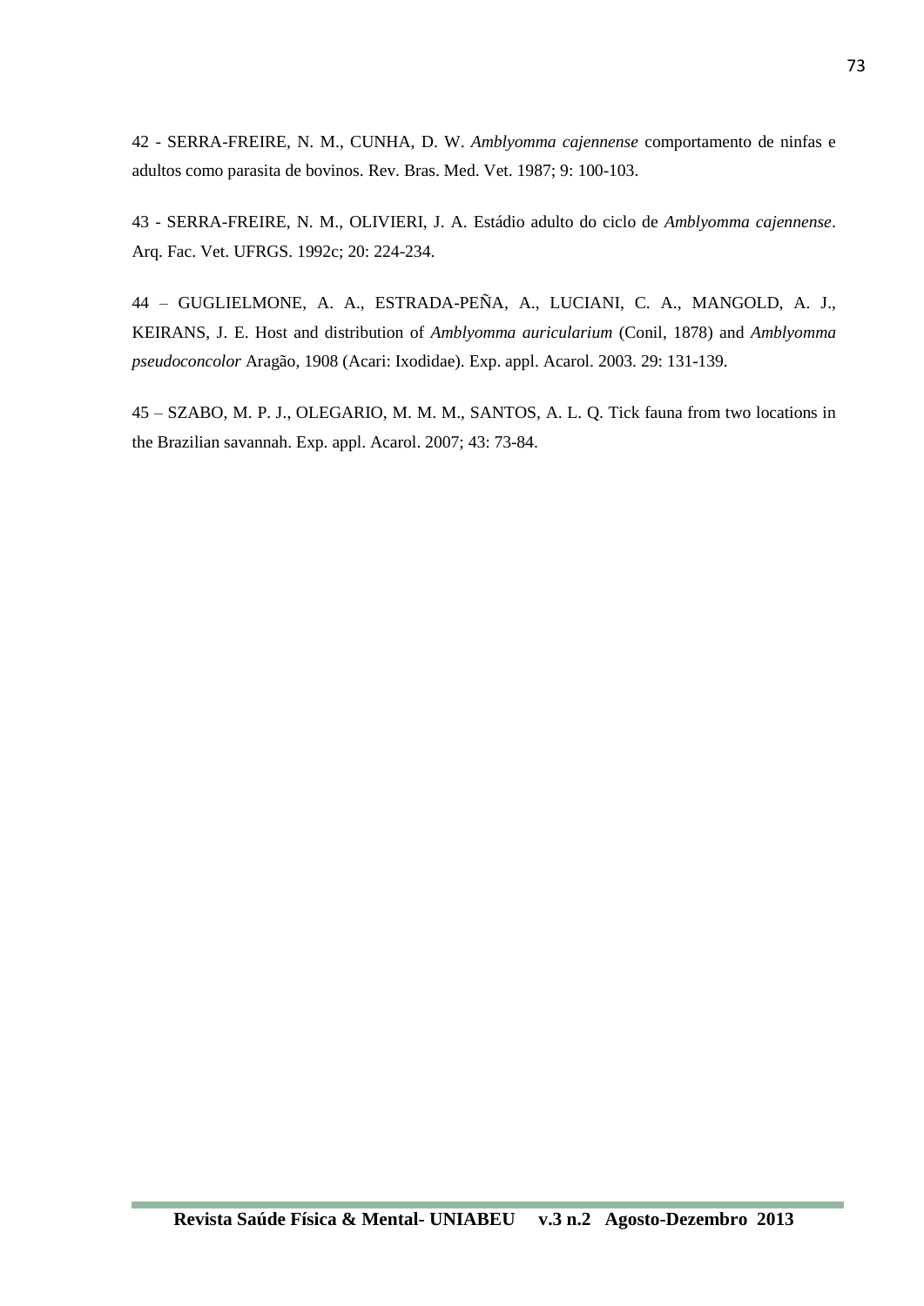42 - SERRA-FREIRE, N. M., CUNHA, D. W. *Amblyomma cajennense* comportamento de ninfas e adultos como parasita de bovinos. Rev. Bras. Med. Vet. 1987; 9: 100-103.

43 - SERRA-FREIRE, N. M., OLIVIERI, J. A. Estádio adulto do ciclo de *Amblyomma cajennense*. Arq. Fac. Vet. UFRGS. 1992c; 20: 224-234.

44 – GUGLIELMONE, A. A., ESTRADA-PEÑA, A., LUCIANI, C. A., MANGOLD, A. J., KEIRANS, J. E. Host and distribution of *Amblyomma auricularium* (Conil, 1878) and *Amblyomma pseudoconcolor* Aragão, 1908 (Acari: Ixodidae). Exp. appl. Acarol. 2003. 29: 131-139.

45 – SZABO, M. P. J., OLEGARIO, M. M. M., SANTOS, A. L. Q. Tick fauna from two locations in the Brazilian savannah. Exp. appl. Acarol. 2007; 43: 73-84.